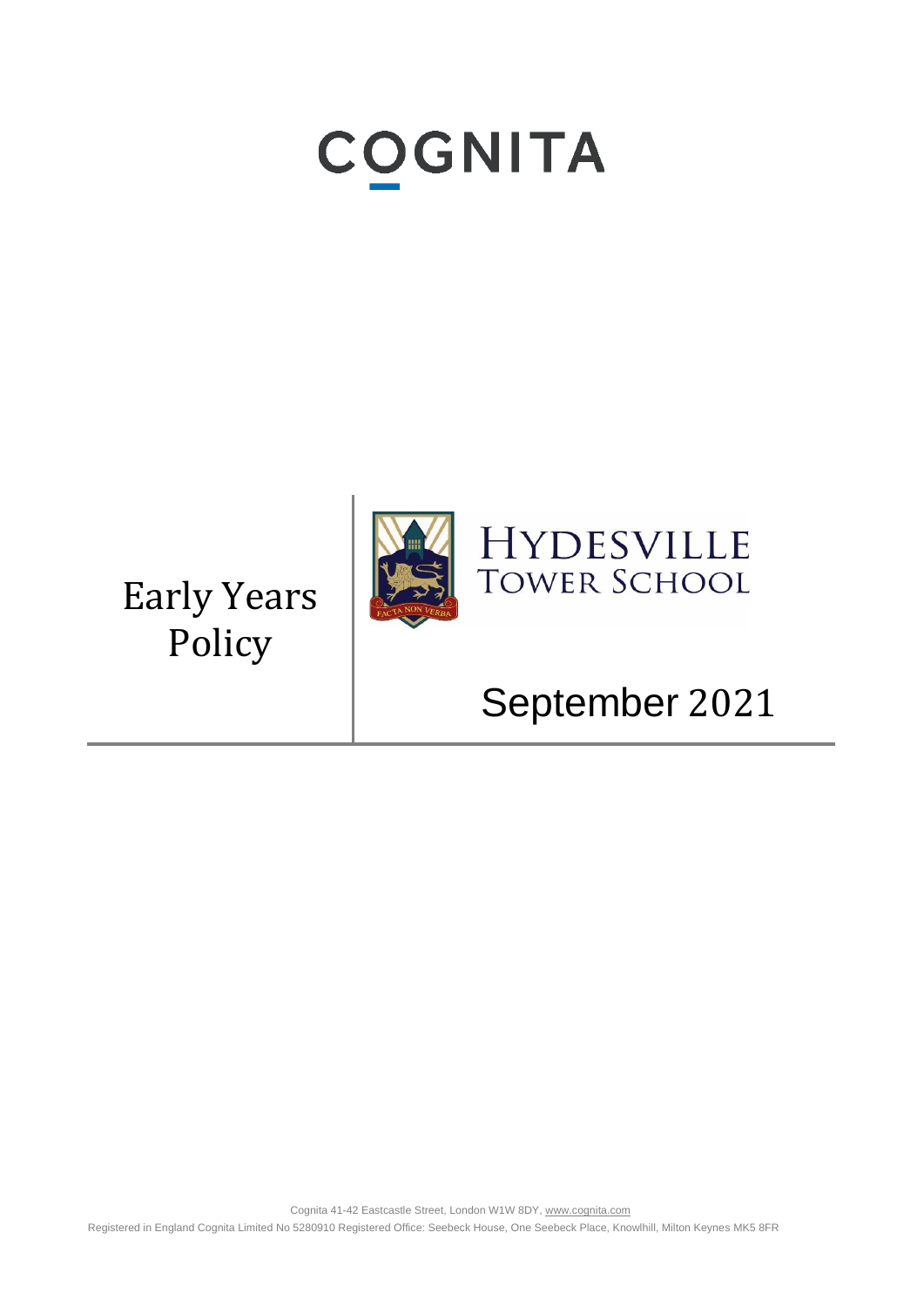# COGNITA

# Early Years Policy

HYDESVILLE TOWER SCHOOL

FACTA NON VERBA

September 2021

Cognita 41-42 Eastcastle Street, London W1W 8DY, www.cognita.com

Registered in England Cognita Limited No 5280910 Registered Office: Seebeck House, One Seebeck Place, Knowlhill, Milton Keynes MK5 8FR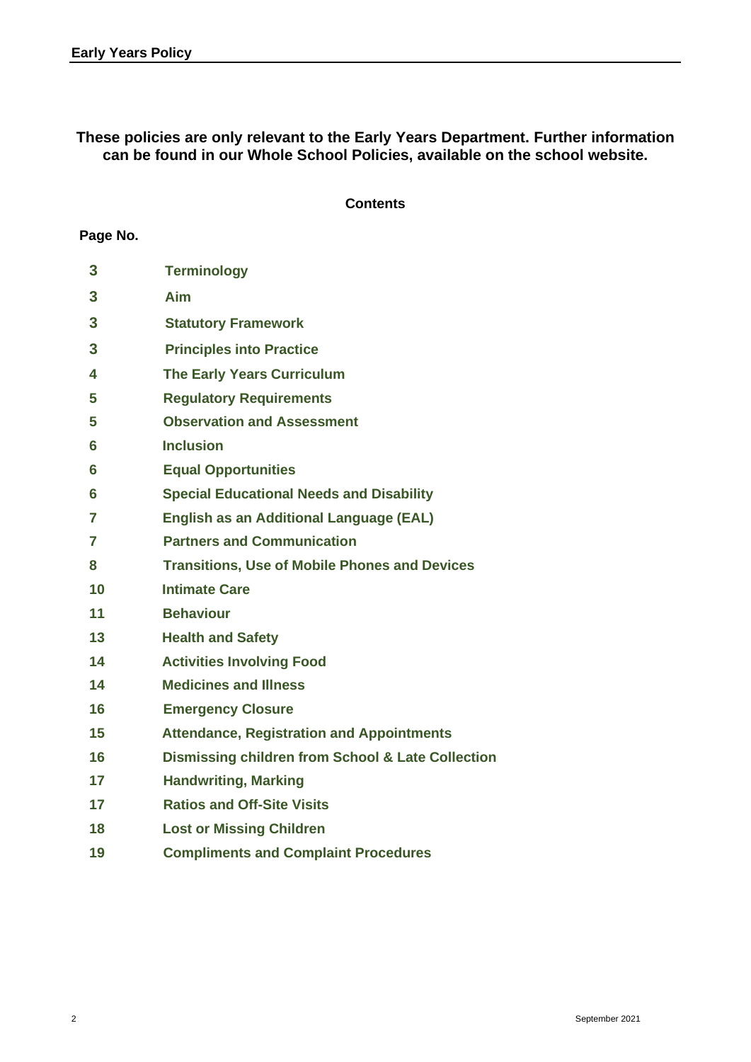**These policies are only relevant to the Early Years Department. Further information can be found in our Whole School Policies, available on the school website.**

## Contents

| Page No. | |
|---|---|
| 3 | Terminology |
| 3 | Aim |
| 3 | Statutory Framework |
| 3 | Principles into Practice |
| 4 | The Early Years Curriculum |
| 5 | Regulatory Requirements |
| 5 | Observation and Assessment |
| 6 | Inclusion |
| 6 | Equal Opportunities |
| 6 | Special Educational Needs and Disability |
| 7 | English as an Additional Language (EAL) |
| 7 | Partners and Communication |
| 8 | Transitions, Use of Mobile Phones and Devices |
| 10 | Intimate Care |
| 11 | Behaviour |
| 13 | Health and Safety |
| 14 | Activities Involving Food |
| 14 | Medicines and Illness |
| 16 | Emergency Closure |
| 15 | Attendance, Registration and Appointments |
| 16 | Dismissing children from School & Late Collection |
| 17 | Handwriting, Marking |
| 17 | Ratios and Off-Site Visits |
| 18 | Lost or Missing Children |
| 19 | Compliments and Complaint Procedures |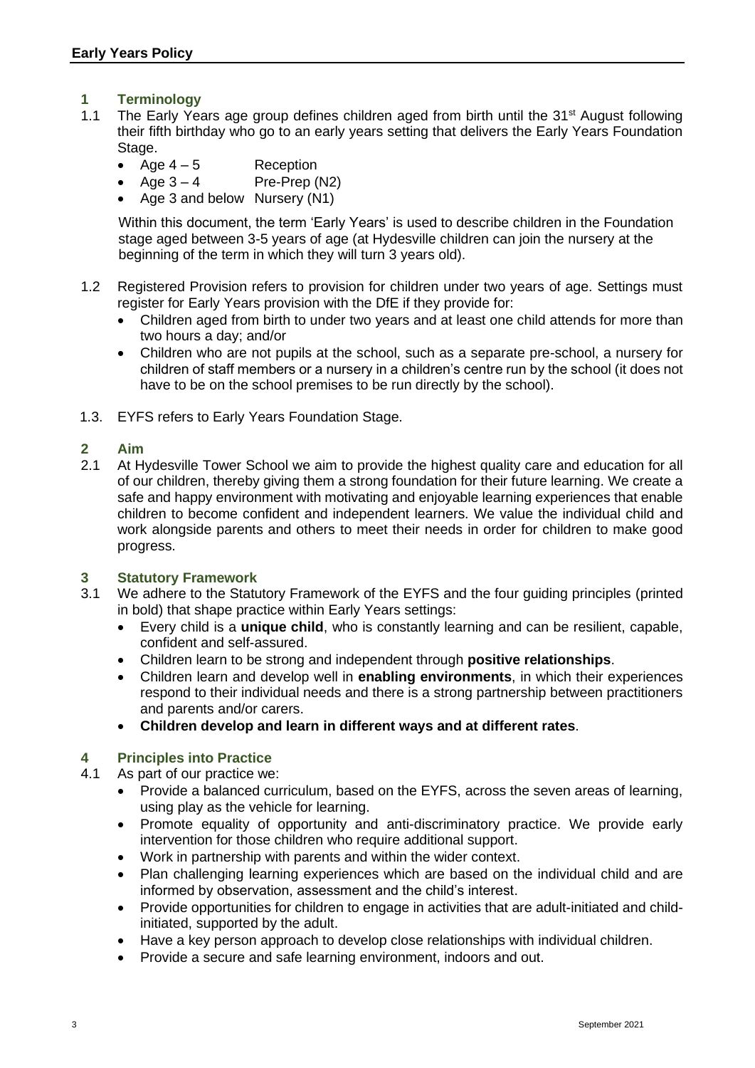## 1 Terminology

1.1 The Early Years age group defines children aged from birth until the 31st August following their fifth birthday who go to an early years setting that delivers the Early Years Foundation Stage.

- Age 4 – 5 Reception
- Age 3 – 4 Pre-Prep (N2)
- Age 3 and below Nursery (N1)

Within this document, the term 'Early Years' is used to describe children in the Foundation stage aged between 3-5 years of age (at Hydesville children can join the nursery at the beginning of the term in which they will turn 3 years old).

1.2 Registered Provision refers to provision for children under two years of age. Settings must register for Early Years provision with the DfE if they provide for:

- Children aged from birth to under two years and at least one child attends for more than two hours a day; and/or
- Children who are not pupils at the school, such as a separate pre-school, a nursery for children of staff members or a nursery in a children's centre run by the school (it does not have to be on the school premises to be run directly by the school).

1.3. EYFS refers to Early Years Foundation Stage.

## 2 Aim

2.1 At Hydesville Tower School we aim to provide the highest quality care and education for all of our children, thereby giving them a strong foundation for their future learning. We create a safe and happy environment with motivating and enjoyable learning experiences that enable children to become confident and independent learners. We value the individual child and work alongside parents and others to meet their needs in order for children to make good progress.

## 3 Statutory Framework

3.1 We adhere to the Statutory Framework of the EYFS and the four guiding principles (printed in bold) that shape practice within Early Years settings:

- Every child is a **unique child**, who is constantly learning and can be resilient, capable, confident and self-assured.
- Children learn to be strong and independent through **positive relationships**.
- Children learn and develop well in **enabling environments**, in which their experiences respond to their individual needs and there is a strong partnership between practitioners and parents and/or carers.
- **Children develop and learn in different ways and at different rates**.

## 4 Principles into Practice

4.1 As part of our practice we:

- Provide a balanced curriculum, based on the EYFS, across the seven areas of learning, using play as the vehicle for learning.
- Promote equality of opportunity and anti-discriminatory practice. We provide early intervention for those children who require additional support.
- Work in partnership with parents and within the wider context.
- Plan challenging learning experiences which are based on the individual child and are informed by observation, assessment and the child's interest.
- Provide opportunities for children to engage in activities that are adult-initiated and child-initiated, supported by the adult.
- Have a key person approach to develop close relationships with individual children.
- Provide a secure and safe learning environment, indoors and out.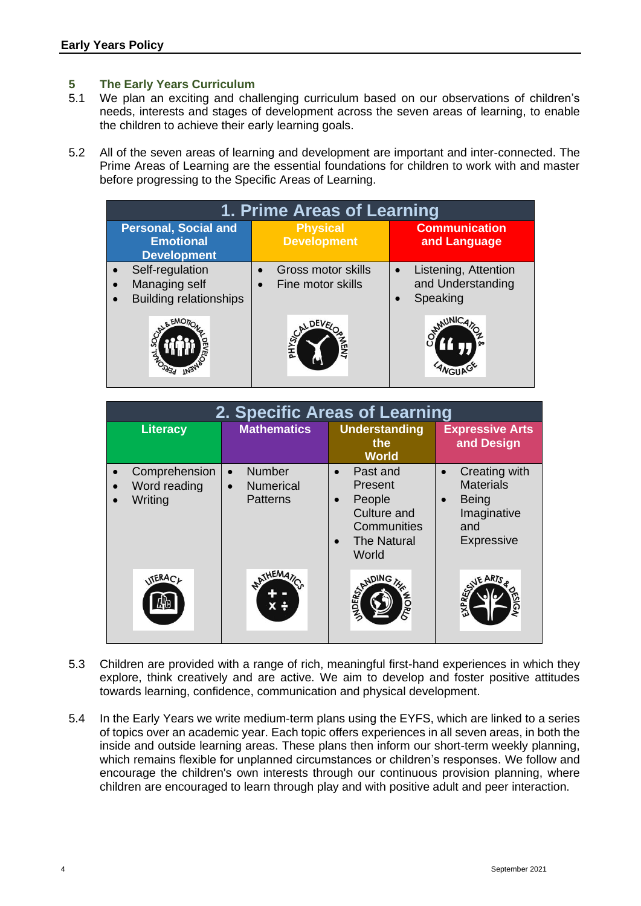## 5 The Early Years Curriculum

5.1 We plan an exciting and challenging curriculum based on our observations of children's needs, interests and stages of development across the seven areas of learning, to enable the children to achieve their early learning goals.

5.2 All of the seven areas of learning and development are important and inter-connected. The Prime Areas of Learning are the essential foundations for children to work with and master before progressing to the Specific Areas of Learning.

| 1. Prime Areas of Learning | | |
|---|---|---|
| **Personal, Social and Emotional Development** | **Physical Development** | **Communication and Language** |
| • Self-regulation<br>• Managing self<br>• Building relationships | • Gross motor skills<br>• Fine motor skills | • Listening, Attention and Understanding<br>• Speaking |

| 2. Specific Areas of Learning | | | |
|---|---|---|---|
| **Literacy** | **Mathematics** | **Understanding the World** | **Expressive Arts and Design** |
| • Comprehension<br>• Word reading<br>• Writing | • Number<br>• Numerical Patterns | • Past and Present<br>• People Culture and Communities<br>• The Natural World | • Creating with Materials<br>• Being Imaginative and Expressive |

5.3 Children are provided with a range of rich, meaningful first-hand experiences in which they explore, think creatively and are active. We aim to develop and foster positive attitudes towards learning, confidence, communication and physical development.

5.4 In the Early Years we write medium-term plans using the EYFS, which are linked to a series of topics over an academic year. Each topic offers experiences in all seven areas, in both the inside and outside learning areas. These plans then inform our short-term weekly planning, which remains flexible for unplanned circumstances or children's responses. We follow and encourage the children's own interests through our continuous provision planning, where children are encouraged to learn through play and with positive adult and peer interaction.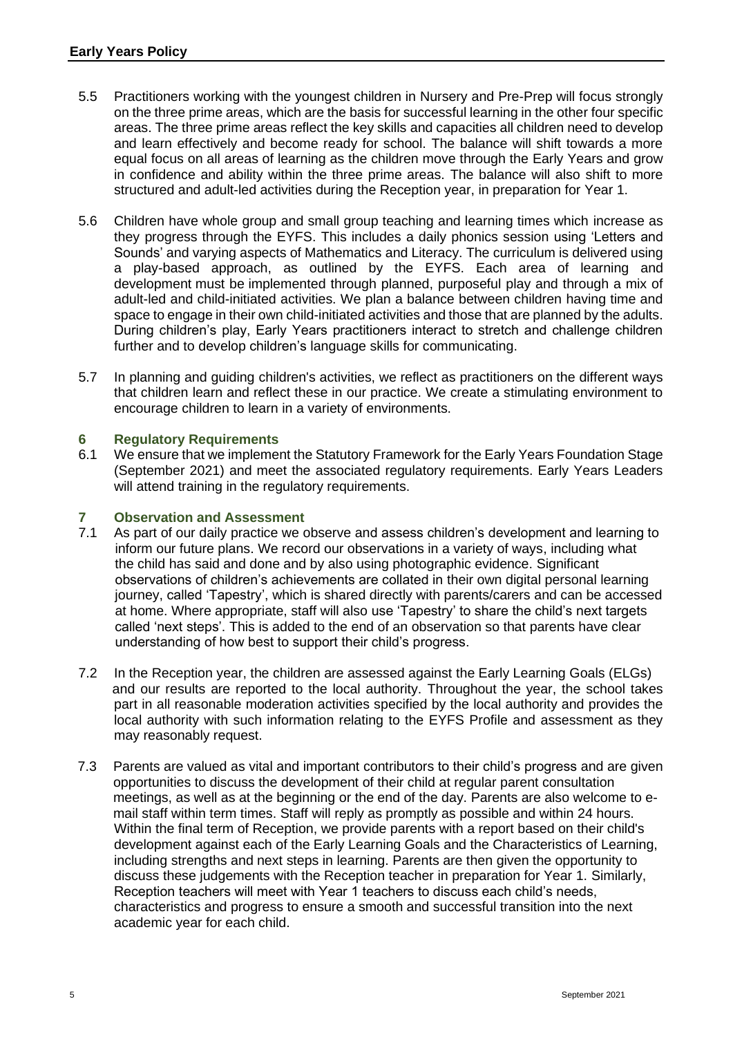5.5 Practitioners working with the youngest children in Nursery and Pre-Prep will focus strongly on the three prime areas, which are the basis for successful learning in the other four specific areas. The three prime areas reflect the key skills and capacities all children need to develop and learn effectively and become ready for school. The balance will shift towards a more equal focus on all areas of learning as the children move through the Early Years and grow in confidence and ability within the three prime areas. The balance will also shift to more structured and adult-led activities during the Reception year, in preparation for Year 1.

5.6 Children have whole group and small group teaching and learning times which increase as they progress through the EYFS. This includes a daily phonics session using 'Letters and Sounds' and varying aspects of Mathematics and Literacy. The curriculum is delivered using a play-based approach, as outlined by the EYFS. Each area of learning and development must be implemented through planned, purposeful play and through a mix of adult-led and child-initiated activities. We plan a balance between children having time and space to engage in their own child-initiated activities and those that are planned by the adults. During children's play, Early Years practitioners interact to stretch and challenge children further and to develop children's language skills for communicating.

5.7 In planning and guiding children's activities, we reflect as practitioners on the different ways that children learn and reflect these in our practice. We create a stimulating environment to encourage children to learn in a variety of environments.

## 6 Regulatory Requirements

6.1 We ensure that we implement the Statutory Framework for the Early Years Foundation Stage (September 2021) and meet the associated regulatory requirements. Early Years Leaders will attend training in the regulatory requirements.

## 7 Observation and Assessment

7.1 As part of our daily practice we observe and assess children's development and learning to inform our future plans. We record our observations in a variety of ways, including what the child has said and done and by also using photographic evidence. Significant observations of children's achievements are collated in their own digital personal learning journey, called 'Tapestry', which is shared directly with parents/carers and can be accessed at home. Where appropriate, staff will also use 'Tapestry' to share the child's next targets called 'next steps'. This is added to the end of an observation so that parents have clear understanding of how best to support their child's progress.

7.2 In the Reception year, the children are assessed against the Early Learning Goals (ELGs) and our results are reported to the local authority. Throughout the year, the school takes part in all reasonable moderation activities specified by the local authority and provides the local authority with such information relating to the EYFS Profile and assessment as they may reasonably request.

7.3 Parents are valued as vital and important contributors to their child's progress and are given opportunities to discuss the development of their child at regular parent consultation meetings, as well as at the beginning or the end of the day. Parents are also welcome to e-mail staff within term times. Staff will reply as promptly as possible and within 24 hours. Within the final term of Reception, we provide parents with a report based on their child's development against each of the Early Learning Goals and the Characteristics of Learning, including strengths and next steps in learning. Parents are then given the opportunity to discuss these judgements with the Reception teacher in preparation for Year 1. Similarly, Reception teachers will meet with Year 1 teachers to discuss each child's needs, characteristics and progress to ensure a smooth and successful transition into the next academic year for each child.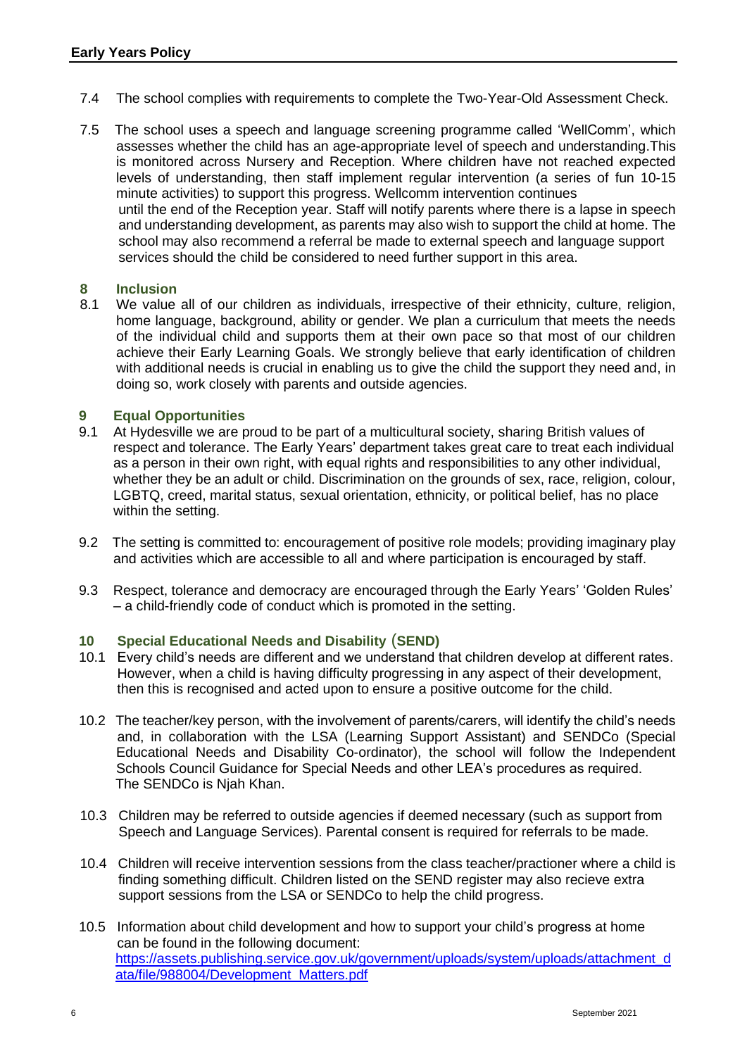7.4 The school complies with requirements to complete the Two-Year-Old Assessment Check.

7.5 The school uses a speech and language screening programme called 'WellComm', which assesses whether the child has an age-appropriate level of speech and understanding.This is monitored across Nursery and Reception. Where children have not reached expected levels of understanding, then staff implement regular intervention (a series of fun 10-15 minute activities) to support this progress. Wellcomm intervention continues until the end of the Reception year. Staff will notify parents where there is a lapse in speech and understanding development, as parents may also wish to support the child at home. The school may also recommend a referral be made to external speech and language support services should the child be considered to need further support in this area.

## 8 Inclusion

8.1 We value all of our children as individuals, irrespective of their ethnicity, culture, religion, home language, background, ability or gender. We plan a curriculum that meets the needs of the individual child and supports them at their own pace so that most of our children achieve their Early Learning Goals. We strongly believe that early identification of children with additional needs is crucial in enabling us to give the child the support they need and, in doing so, work closely with parents and outside agencies.

## 9 Equal Opportunities

9.1 At Hydesville we are proud to be part of a multicultural society, sharing British values of respect and tolerance. The Early Years' department takes great care to treat each individual as a person in their own right, with equal rights and responsibilities to any other individual, whether they be an adult or child. Discrimination on the grounds of sex, race, religion, colour, LGBTQ, creed, marital status, sexual orientation, ethnicity, or political belief, has no place within the setting.

9.2 The setting is committed to: encouragement of positive role models; providing imaginary play and activities which are accessible to all and where participation is encouraged by staff.

9.3 Respect, tolerance and democracy are encouraged through the Early Years' 'Golden Rules' – a child-friendly code of conduct which is promoted in the setting.

## 10 Special Educational Needs and Disability (SEND)

10.1 Every child's needs are different and we understand that children develop at different rates. However, when a child is having difficulty progressing in any aspect of their development, then this is recognised and acted upon to ensure a positive outcome for the child.

10.2 The teacher/key person, with the involvement of parents/carers, will identify the child's needs and, in collaboration with the LSA (Learning Support Assistant) and SENDCo (Special Educational Needs and Disability Co-ordinator), the school will follow the Independent Schools Council Guidance for Special Needs and other LEA's procedures as required. The SENDCo is Njah Khan.

10.3 Children may be referred to outside agencies if deemed necessary (such as support from Speech and Language Services). Parental consent is required for referrals to be made.

10.4 Children will receive intervention sessions from the class teacher/practioner where a child is finding something difficult. Children listed on the SEND register may also recieve extra support sessions from the LSA or SENDCo to help the child progress.

10.5 Information about child development and how to support your child's progress at home can be found in the following document: [https://assets.publishing.service.gov.uk/government/uploads/system/uploads/attachment_data/file/988004/Development_Matters.pdf](https://assets.publishing.service.gov.uk/government/uploads/system/uploads/attachment_data/file/988004/Development_Matters.pdf)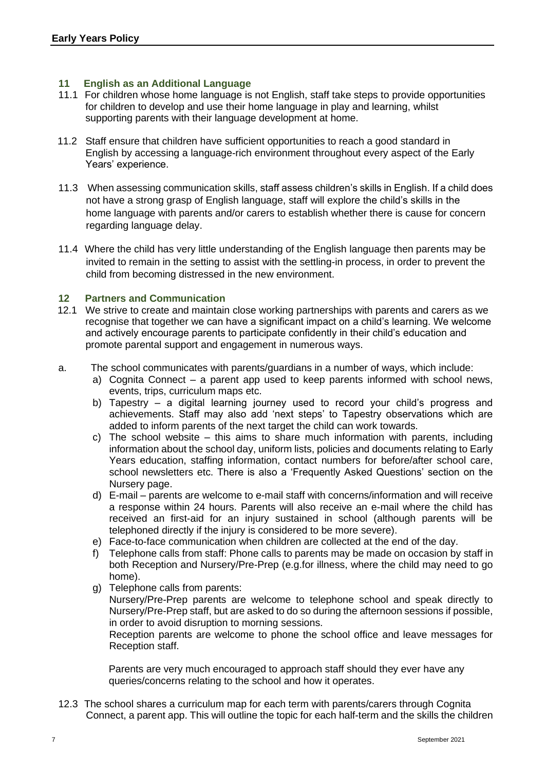## 11 English as an Additional Language

11.1 For children whose home language is not English, staff take steps to provide opportunities for children to develop and use their home language in play and learning, whilst supporting parents with their language development at home.

11.2 Staff ensure that children have sufficient opportunities to reach a good standard in English by accessing a language-rich environment throughout every aspect of the Early Years' experience.

11.3 When assessing communication skills, staff assess children's skills in English. If a child does not have a strong grasp of English language, staff will explore the child's skills in the home language with parents and/or carers to establish whether there is cause for concern regarding language delay.

11.4 Where the child has very little understanding of the English language then parents may be invited to remain in the setting to assist with the settling-in process, in order to prevent the child from becoming distressed in the new environment.

## 12 Partners and Communication

12.1 We strive to create and maintain close working partnerships with parents and carers as we recognise that together we can have a significant impact on a child's learning. We welcome and actively encourage parents to participate confidently in their child's education and promote parental support and engagement in numerous ways.

a. The school communicates with parents/guardians in a number of ways, which include:

a) Cognita Connect – a parent app used to keep parents informed with school news, events, trips, curriculum maps etc.

b) Tapestry – a digital learning journey used to record your child's progress and achievements. Staff may also add 'next steps' to Tapestry observations which are added to inform parents of the next target the child can work towards.

c) The school website – this aims to share much information with parents, including information about the school day, uniform lists, policies and documents relating to Early Years education, staffing information, contact numbers for before/after school care, school newsletters etc. There is also a 'Frequently Asked Questions' section on the Nursery page.

d) E-mail – parents are welcome to e-mail staff with concerns/information and will receive a response within 24 hours. Parents will also receive an e-mail where the child has received an first-aid for an injury sustained in school (although parents will be telephoned directly if the injury is considered to be more severe).

e) Face-to-face communication when children are collected at the end of the day.

f) Telephone calls from staff: Phone calls to parents may be made on occasion by staff in both Reception and Nursery/Pre-Prep (e.g.for illness, where the child may need to go home).

g) Telephone calls from parents:
Nursery/Pre-Prep parents are welcome to telephone school and speak directly to Nursery/Pre-Prep staff, but are asked to do so during the afternoon sessions if possible, in order to avoid disruption to morning sessions.
Reception parents are welcome to phone the school office and leave messages for Reception staff.

Parents are very much encouraged to approach staff should they ever have any queries/concerns relating to the school and how it operates.

12.3 The school shares a curriculum map for each term with parents/carers through Cognita Connect, a parent app. This will outline the topic for each half-term and the skills the children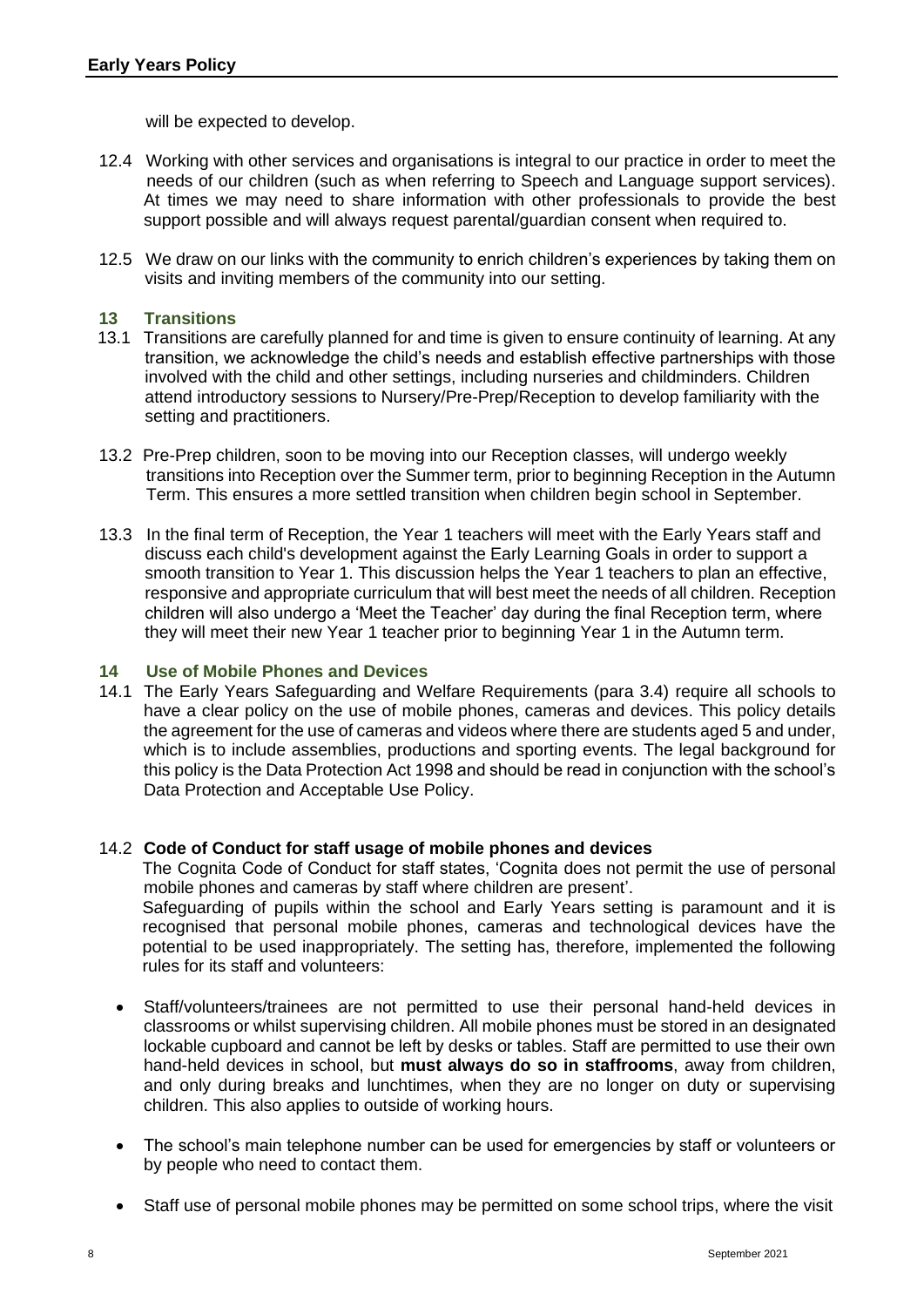will be expected to develop.

12.4 Working with other services and organisations is integral to our practice in order to meet the needs of our children (such as when referring to Speech and Language support services). At times we may need to share information with other professionals to provide the best support possible and will always request parental/guardian consent when required to.

12.5 We draw on our links with the community to enrich children's experiences by taking them on visits and inviting members of the community into our setting.

## 13 Transitions

13.1 Transitions are carefully planned for and time is given to ensure continuity of learning. At any transition, we acknowledge the child's needs and establish effective partnerships with those involved with the child and other settings, including nurseries and childminders. Children attend introductory sessions to Nursery/Pre-Prep/Reception to develop familiarity with the setting and practitioners.

13.2 Pre-Prep children, soon to be moving into our Reception classes, will undergo weekly transitions into Reception over the Summer term, prior to beginning Reception in the Autumn Term. This ensures a more settled transition when children begin school in September.

13.3 In the final term of Reception, the Year 1 teachers will meet with the Early Years staff and discuss each child's development against the Early Learning Goals in order to support a smooth transition to Year 1. This discussion helps the Year 1 teachers to plan an effective, responsive and appropriate curriculum that will best meet the needs of all children. Reception children will also undergo a 'Meet the Teacher' day during the final Reception term, where they will meet their new Year 1 teacher prior to beginning Year 1 in the Autumn term.

## 14 Use of Mobile Phones and Devices

14.1 The Early Years Safeguarding and Welfare Requirements (para 3.4) require all schools to have a clear policy on the use of mobile phones, cameras and devices. This policy details the agreement for the use of cameras and videos where there are students aged 5 and under, which is to include assemblies, productions and sporting events. The legal background for this policy is the Data Protection Act 1998 and should be read in conjunction with the school's Data Protection and Acceptable Use Policy.

14.2 **Code of Conduct for staff usage of mobile phones and devices**

The Cognita Code of Conduct for staff states, 'Cognita does not permit the use of personal mobile phones and cameras by staff where children are present'.

Safeguarding of pupils within the school and Early Years setting is paramount and it is recognised that personal mobile phones, cameras and technological devices have the potential to be used inappropriately. The setting has, therefore, implemented the following rules for its staff and volunteers:

- Staff/volunteers/trainees are not permitted to use their personal hand-held devices in classrooms or whilst supervising children. All mobile phones must be stored in an designated lockable cupboard and cannot be left by desks or tables. Staff are permitted to use their own hand-held devices in school, but **must always do so in staffrooms**, away from children, and only during breaks and lunchtimes, when they are no longer on duty or supervising children. This also applies to outside of working hours.
- The school's main telephone number can be used for emergencies by staff or volunteers or by people who need to contact them.
- Staff use of personal mobile phones may be permitted on some school trips, where the visit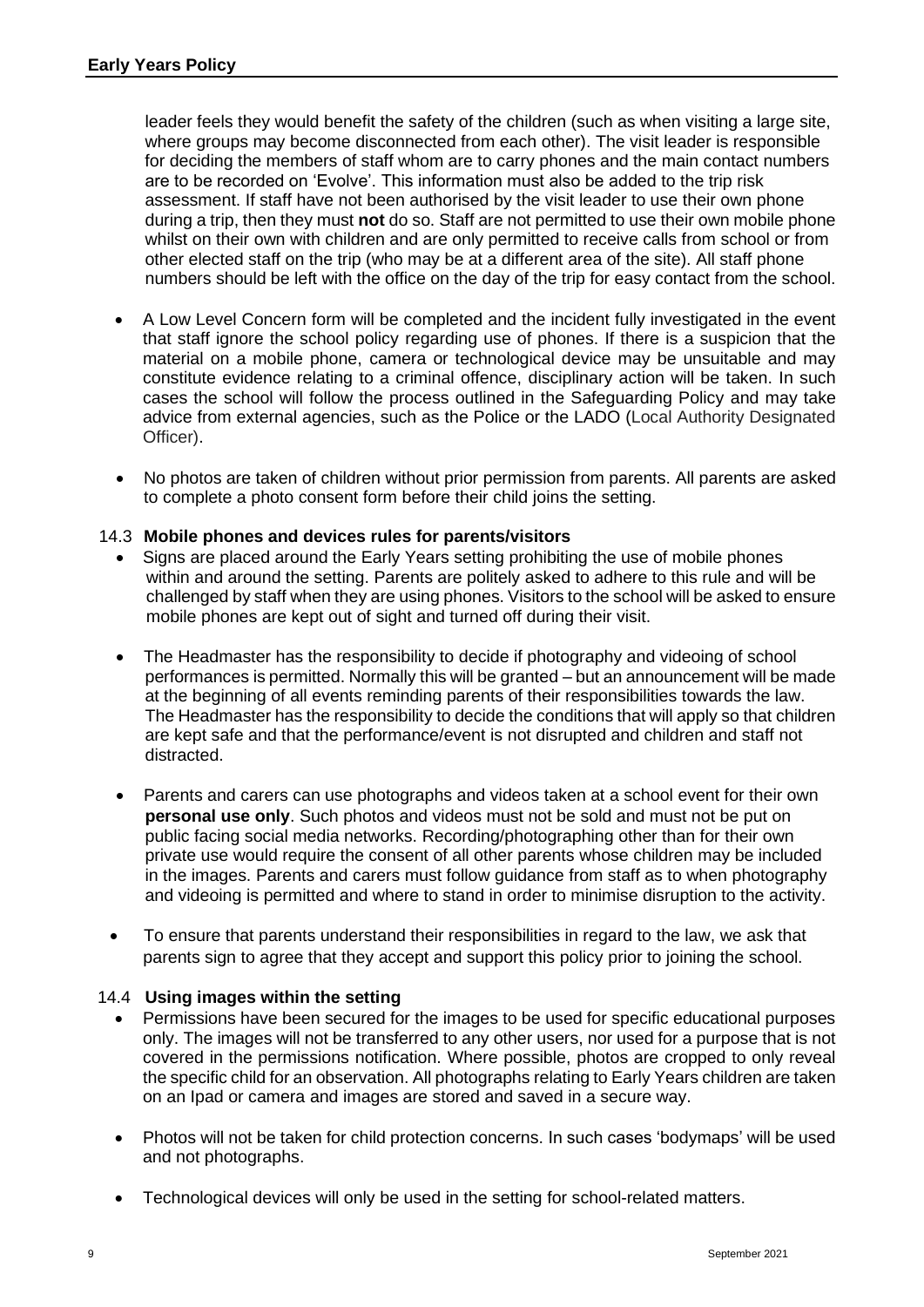leader feels they would benefit the safety of the children (such as when visiting a large site, where groups may become disconnected from each other). The visit leader is responsible for deciding the members of staff whom are to carry phones and the main contact numbers are to be recorded on 'Evolve'. This information must also be added to the trip risk assessment. If staff have not been authorised by the visit leader to use their own phone during a trip, then they must **not** do so. Staff are not permitted to use their own mobile phone whilst on their own with children and are only permitted to receive calls from school or from other elected staff on the trip (who may be at a different area of the site). All staff phone numbers should be left with the office on the day of the trip for easy contact from the school.

- A Low Level Concern form will be completed and the incident fully investigated in the event that staff ignore the school policy regarding use of phones. If there is a suspicion that the material on a mobile phone, camera or technological device may be unsuitable and may constitute evidence relating to a criminal offence, disciplinary action will be taken. In such cases the school will follow the process outlined in the Safeguarding Policy and may take advice from external agencies, such as the Police or the LADO (Local Authority Designated Officer).

- No photos are taken of children without prior permission from parents. All parents are asked to complete a photo consent form before their child joins the setting.

### 14.3 Mobile phones and devices rules for parents/visitors

- Signs are placed around the Early Years setting prohibiting the use of mobile phones within and around the setting. Parents are politely asked to adhere to this rule and will be challenged by staff when they are using phones. Visitors to the school will be asked to ensure mobile phones are kept out of sight and turned off during their visit.

- The Headmaster has the responsibility to decide if photography and videoing of school performances is permitted. Normally this will be granted – but an announcement will be made at the beginning of all events reminding parents of their responsibilities towards the law. The Headmaster has the responsibility to decide the conditions that will apply so that children are kept safe and that the performance/event is not disrupted and children and staff not distracted.

- Parents and carers can use photographs and videos taken at a school event for their own **personal use only**. Such photos and videos must not be sold and must not be put on public facing social media networks. Recording/photographing other than for their own private use would require the consent of all other parents whose children may be included in the images. Parents and carers must follow guidance from staff as to when photography and videoing is permitted and where to stand in order to minimise disruption to the activity.

- To ensure that parents understand their responsibilities in regard to the law, we ask that parents sign to agree that they accept and support this policy prior to joining the school.

### 14.4 Using images within the setting

- Permissions have been secured for the images to be used for specific educational purposes only. The images will not be transferred to any other users, nor used for a purpose that is not covered in the permissions notification. Where possible, photos are cropped to only reveal the specific child for an observation. All photographs relating to Early Years children are taken on an Ipad or camera and images are stored and saved in a secure way.

- Photos will not be taken for child protection concerns. In such cases 'bodymaps' will be used and not photographs.

- Technological devices will only be used in the setting for school-related matters.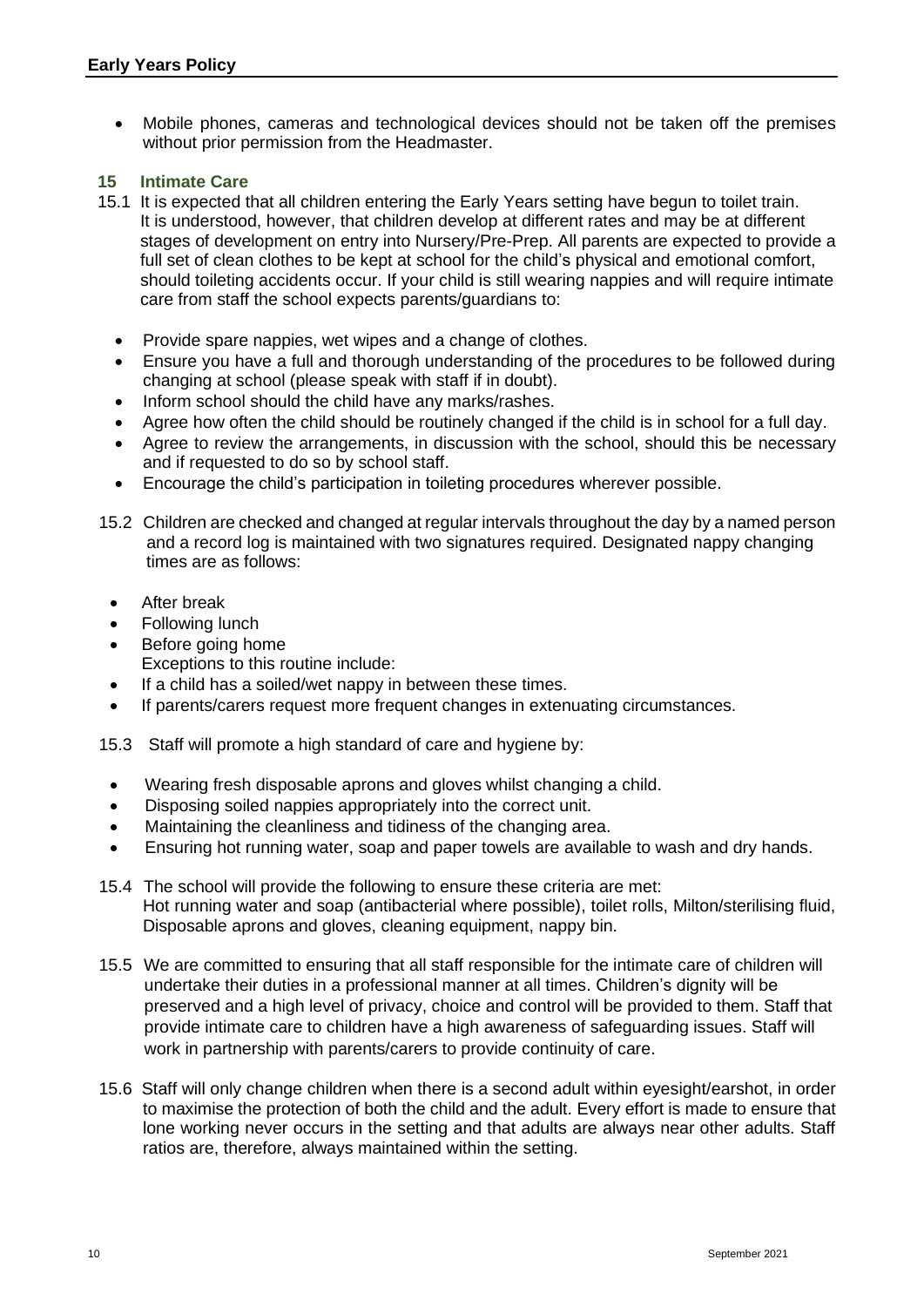- Mobile phones, cameras and technological devices should not be taken off the premises without prior permission from the Headmaster.

## 15 Intimate Care

15.1 It is expected that all children entering the Early Years setting have begun to toilet train. It is understood, however, that children develop at different rates and may be at different stages of development on entry into Nursery/Pre-Prep. All parents are expected to provide a full set of clean clothes to be kept at school for the child's physical and emotional comfort, should toileting accidents occur. If your child is still wearing nappies and will require intimate care from staff the school expects parents/guardians to:

- Provide spare nappies, wet wipes and a change of clothes.
- Ensure you have a full and thorough understanding of the procedures to be followed during changing at school (please speak with staff if in doubt).
- Inform school should the child have any marks/rashes.
- Agree how often the child should be routinely changed if the child is in school for a full day.
- Agree to review the arrangements, in discussion with the school, should this be necessary and if requested to do so by school staff.
- Encourage the child's participation in toileting procedures wherever possible.

15.2 Children are checked and changed at regular intervals throughout the day by a named person and a record log is maintained with two signatures required. Designated nappy changing times are as follows:

- After break
- Following lunch
- Before going home

Exceptions to this routine include:

- If a child has a soiled/wet nappy in between these times.
- If parents/carers request more frequent changes in extenuating circumstances.

15.3 Staff will promote a high standard of care and hygiene by:

- Wearing fresh disposable aprons and gloves whilst changing a child.
- Disposing soiled nappies appropriately into the correct unit.
- Maintaining the cleanliness and tidiness of the changing area.
- Ensuring hot running water, soap and paper towels are available to wash and dry hands.

15.4 The school will provide the following to ensure these criteria are met: Hot running water and soap (antibacterial where possible), toilet rolls, Milton/sterilising fluid, Disposable aprons and gloves, cleaning equipment, nappy bin.

15.5 We are committed to ensuring that all staff responsible for the intimate care of children will undertake their duties in a professional manner at all times. Children's dignity will be preserved and a high level of privacy, choice and control will be provided to them. Staff that provide intimate care to children have a high awareness of safeguarding issues. Staff will work in partnership with parents/carers to provide continuity of care.

15.6 Staff will only change children when there is a second adult within eyesight/earshot, in order to maximise the protection of both the child and the adult. Every effort is made to ensure that lone working never occurs in the setting and that adults are always near other adults. Staff ratios are, therefore, always maintained within the setting.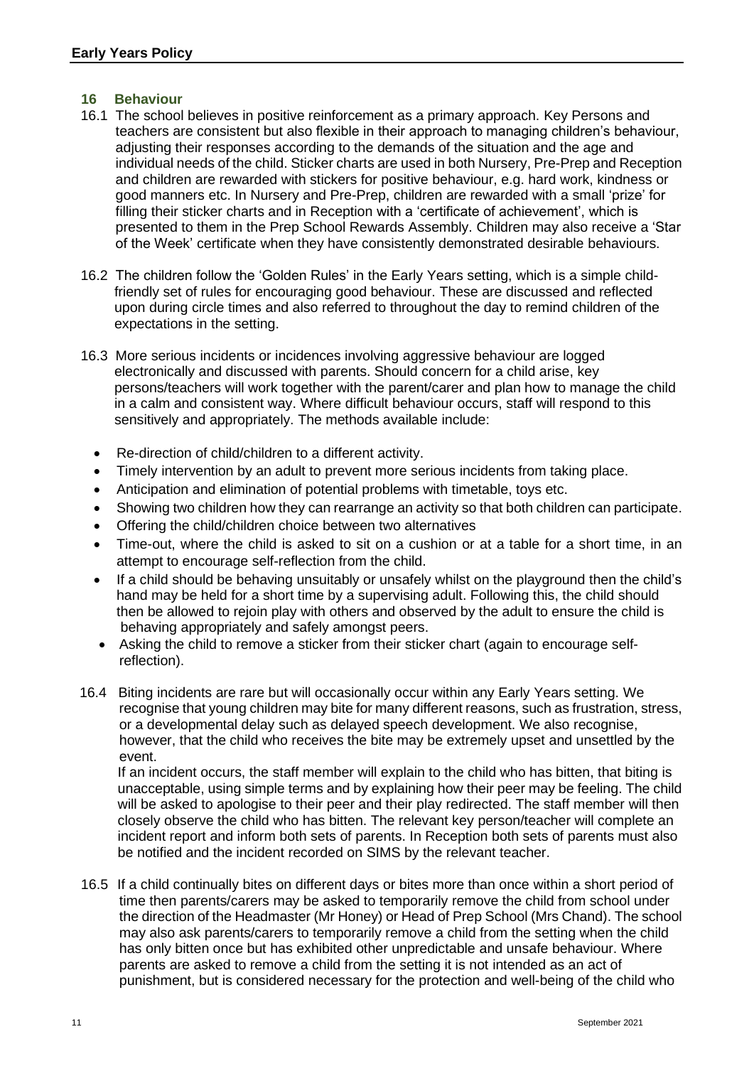## 16 Behaviour

16.1 The school believes in positive reinforcement as a primary approach. Key Persons and teachers are consistent but also flexible in their approach to managing children's behaviour, adjusting their responses according to the demands of the situation and the age and individual needs of the child. Sticker charts are used in both Nursery, Pre-Prep and Reception and children are rewarded with stickers for positive behaviour, e.g. hard work, kindness or good manners etc. In Nursery and Pre-Prep, children are rewarded with a small 'prize' for filling their sticker charts and in Reception with a 'certificate of achievement', which is presented to them in the Prep School Rewards Assembly. Children may also receive a 'Star of the Week' certificate when they have consistently demonstrated desirable behaviours.

16.2 The children follow the 'Golden Rules' in the Early Years setting, which is a simple child-friendly set of rules for encouraging good behaviour. These are discussed and reflected upon during circle times and also referred to throughout the day to remind children of the expectations in the setting.

16.3 More serious incidents or incidences involving aggressive behaviour are logged electronically and discussed with parents. Should concern for a child arise, key persons/teachers will work together with the parent/carer and plan how to manage the child in a calm and consistent way. Where difficult behaviour occurs, staff will respond to this sensitively and appropriately. The methods available include:

- Re-direction of child/children to a different activity.
- Timely intervention by an adult to prevent more serious incidents from taking place.
- Anticipation and elimination of potential problems with timetable, toys etc.
- Showing two children how they can rearrange an activity so that both children can participate.
- Offering the child/children choice between two alternatives
- Time-out, where the child is asked to sit on a cushion or at a table for a short time, in an attempt to encourage self-reflection from the child.
- If a child should be behaving unsuitably or unsafely whilst on the playground then the child's hand may be held for a short time by a supervising adult. Following this, the child should then be allowed to rejoin play with others and observed by the adult to ensure the child is behaving appropriately and safely amongst peers.
- Asking the child to remove a sticker from their sticker chart (again to encourage self-reflection).

16.4 Biting incidents are rare but will occasionally occur within any Early Years setting. We recognise that young children may bite for many different reasons, such as frustration, stress, or a developmental delay such as delayed speech development. We also recognise, however, that the child who receives the bite may be extremely upset and unsettled by the event.

If an incident occurs, the staff member will explain to the child who has bitten, that biting is unacceptable, using simple terms and by explaining how their peer may be feeling. The child will be asked to apologise to their peer and their play redirected. The staff member will then closely observe the child who has bitten. The relevant key person/teacher will complete an incident report and inform both sets of parents. In Reception both sets of parents must also be notified and the incident recorded on SIMS by the relevant teacher.

16.5 If a child continually bites on different days or bites more than once within a short period of time then parents/carers may be asked to temporarily remove the child from school under the direction of the Headmaster (Mr Honey) or Head of Prep School (Mrs Chand). The school may also ask parents/carers to temporarily remove a child from the setting when the child has only bitten once but has exhibited other unpredictable and unsafe behaviour. Where parents are asked to remove a child from the setting it is not intended as an act of punishment, but is considered necessary for the protection and well-being of the child who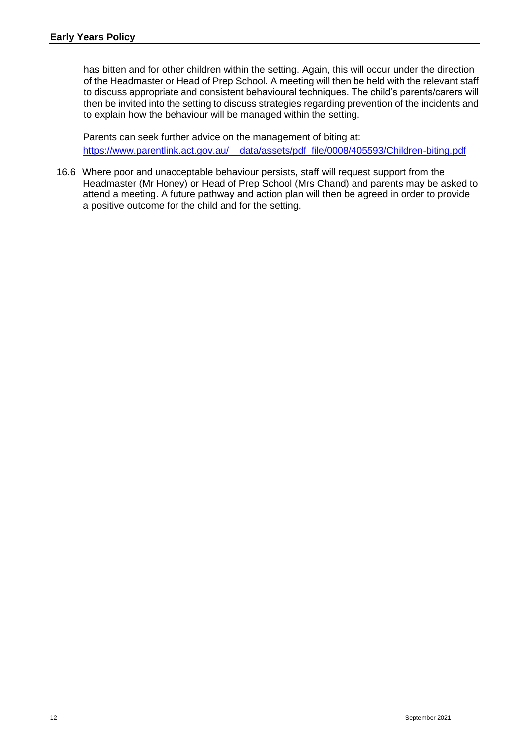has bitten and for other children within the setting. Again, this will occur under the direction of the Headmaster or Head of Prep School. A meeting will then be held with the relevant staff to discuss appropriate and consistent behavioural techniques. The child's parents/carers will then be invited into the setting to discuss strategies regarding prevention of the incidents and to explain how the behaviour will be managed within the setting.

Parents can seek further advice on the management of biting at: https://www.parentlink.act.gov.au/__data/assets/pdf_file/0008/405593/Children-biting.pdf

16.6 Where poor and unacceptable behaviour persists, staff will request support from the Headmaster (Mr Honey) or Head of Prep School (Mrs Chand) and parents may be asked to attend a meeting. A future pathway and action plan will then be agreed in order to provide a positive outcome for the child and for the setting.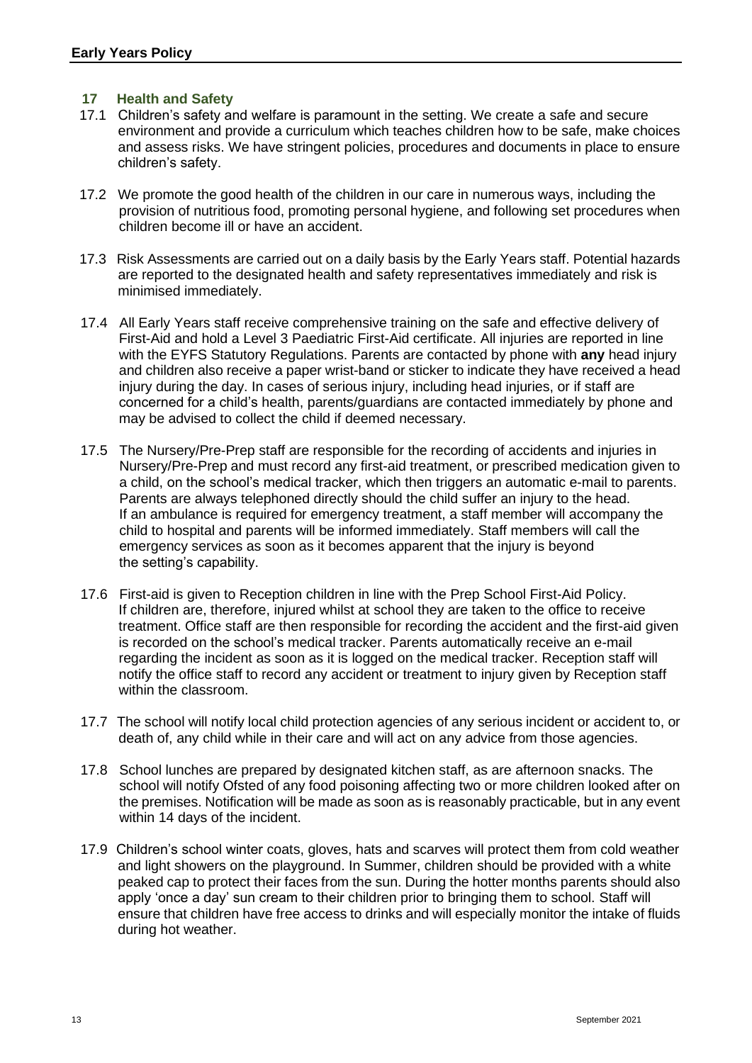## 17 Health and Safety

17.1 Children's safety and welfare is paramount in the setting. We create a safe and secure environment and provide a curriculum which teaches children how to be safe, make choices and assess risks. We have stringent policies, procedures and documents in place to ensure children's safety.

17.2 We promote the good health of the children in our care in numerous ways, including the provision of nutritious food, promoting personal hygiene, and following set procedures when children become ill or have an accident.

17.3 Risk Assessments are carried out on a daily basis by the Early Years staff. Potential hazards are reported to the designated health and safety representatives immediately and risk is minimised immediately.

17.4 All Early Years staff receive comprehensive training on the safe and effective delivery of First-Aid and hold a Level 3 Paediatric First-Aid certificate. All injuries are reported in line with the EYFS Statutory Regulations. Parents are contacted by phone with **any** head injury and children also receive a paper wrist-band or sticker to indicate they have received a head injury during the day. In cases of serious injury, including head injuries, or if staff are concerned for a child's health, parents/guardians are contacted immediately by phone and may be advised to collect the child if deemed necessary.

17.5 The Nursery/Pre-Prep staff are responsible for the recording of accidents and injuries in Nursery/Pre-Prep and must record any first-aid treatment, or prescribed medication given to a child, on the school's medical tracker, which then triggers an automatic e-mail to parents. Parents are always telephoned directly should the child suffer an injury to the head. If an ambulance is required for emergency treatment, a staff member will accompany the child to hospital and parents will be informed immediately. Staff members will call the emergency services as soon as it becomes apparent that the injury is beyond the setting's capability.

17.6 First-aid is given to Reception children in line with the Prep School First-Aid Policy. If children are, therefore, injured whilst at school they are taken to the office to receive treatment. Office staff are then responsible for recording the accident and the first-aid given is recorded on the school's medical tracker. Parents automatically receive an e-mail regarding the incident as soon as it is logged on the medical tracker. Reception staff will notify the office staff to record any accident or treatment to injury given by Reception staff within the classroom.

17.7 The school will notify local child protection agencies of any serious incident or accident to, or death of, any child while in their care and will act on any advice from those agencies.

17.8 School lunches are prepared by designated kitchen staff, as are afternoon snacks. The school will notify Ofsted of any food poisoning affecting two or more children looked after on the premises. Notification will be made as soon as is reasonably practicable, but in any event within 14 days of the incident.

17.9 Children's school winter coats, gloves, hats and scarves will protect them from cold weather and light showers on the playground. In Summer, children should be provided with a white peaked cap to protect their faces from the sun. During the hotter months parents should also apply 'once a day' sun cream to their children prior to bringing them to school. Staff will ensure that children have free access to drinks and will especially monitor the intake of fluids during hot weather.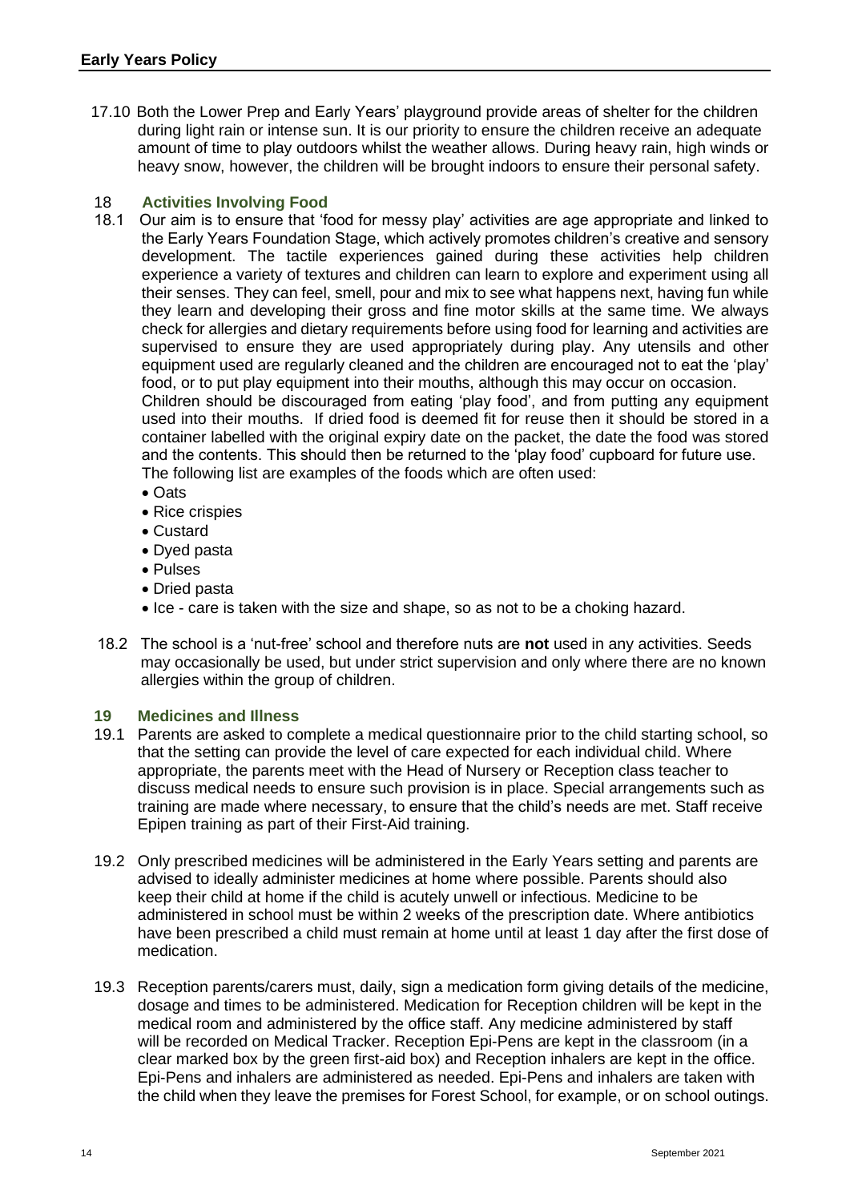17.10 Both the Lower Prep and Early Years' playground provide areas of shelter for the children during light rain or intense sun. It is our priority to ensure the children receive an adequate amount of time to play outdoors whilst the weather allows. During heavy rain, high winds or heavy snow, however, the children will be brought indoors to ensure their personal safety.

## 18 Activities Involving Food

18.1 Our aim is to ensure that 'food for messy play' activities are age appropriate and linked to the Early Years Foundation Stage, which actively promotes children's creative and sensory development. The tactile experiences gained during these activities help children experience a variety of textures and children can learn to explore and experiment using all their senses. They can feel, smell, pour and mix to see what happens next, having fun while they learn and developing their gross and fine motor skills at the same time. We always check for allergies and dietary requirements before using food for learning and activities are supervised to ensure they are used appropriately during play. Any utensils and other equipment used are regularly cleaned and the children are encouraged not to eat the 'play' food, or to put play equipment into their mouths, although this may occur on occasion. Children should be discouraged from eating 'play food', and from putting any equipment used into their mouths. If dried food is deemed fit for reuse then it should be stored in a container labelled with the original expiry date on the packet, the date the food was stored and the contents. This should then be returned to the 'play food' cupboard for future use. The following list are examples of the foods which are often used:

- Oats
- Rice crispies
- Custard
- Dyed pasta
- Pulses
- Dried pasta
- Ice - care is taken with the size and shape, so as not to be a choking hazard.

18.2 The school is a 'nut-free' school and therefore nuts are **not** used in any activities. Seeds may occasionally be used, but under strict supervision and only where there are no known allergies within the group of children.

## 19 Medicines and Illness

19.1 Parents are asked to complete a medical questionnaire prior to the child starting school, so that the setting can provide the level of care expected for each individual child. Where appropriate, the parents meet with the Head of Nursery or Reception class teacher to discuss medical needs to ensure such provision is in place. Special arrangements such as training are made where necessary, to ensure that the child's needs are met. Staff receive Epipen training as part of their First-Aid training.

19.2 Only prescribed medicines will be administered in the Early Years setting and parents are advised to ideally administer medicines at home where possible. Parents should also keep their child at home if the child is acutely unwell or infectious. Medicine to be administered in school must be within 2 weeks of the prescription date. Where antibiotics have been prescribed a child must remain at home until at least 1 day after the first dose of medication.

19.3 Reception parents/carers must, daily, sign a medication form giving details of the medicine, dosage and times to be administered. Medication for Reception children will be kept in the medical room and administered by the office staff. Any medicine administered by staff will be recorded on Medical Tracker. Reception Epi-Pens are kept in the classroom (in a clear marked box by the green first-aid box) and Reception inhalers are kept in the office. Epi-Pens and inhalers are administered as needed. Epi-Pens and inhalers are taken with the child when they leave the premises for Forest School, for example, or on school outings.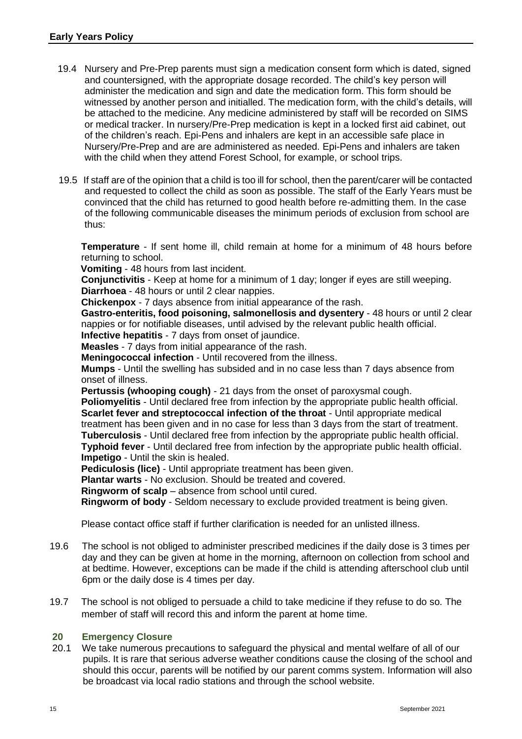19.4 Nursery and Pre-Prep parents must sign a medication consent form which is dated, signed and countersigned, with the appropriate dosage recorded. The child's key person will administer the medication and sign and date the medication form. This form should be witnessed by another person and initialled. The medication form, with the child's details, will be attached to the medicine. Any medicine administered by staff will be recorded on SIMS or medical tracker. In nursery/Pre-Prep medication is kept in a locked first aid cabinet, out of the children's reach. Epi-Pens and inhalers are kept in an accessible safe place in Nursery/Pre-Prep and are are administered as needed. Epi-Pens and inhalers are taken with the child when they attend Forest School, for example, or school trips.

19.5 If staff are of the opinion that a child is too ill for school, then the parent/carer will be contacted and requested to collect the child as soon as possible. The staff of the Early Years must be convinced that the child has returned to good health before re-admitting them. In the case of the following communicable diseases the minimum periods of exclusion from school are thus:

**Temperature** - If sent home ill, child remain at home for a minimum of 48 hours before returning to school.
**Vomiting** - 48 hours from last incident.
**Conjunctivitis** - Keep at home for a minimum of 1 day; longer if eyes are still weeping.
**Diarrhoea** - 48 hours or until 2 clear nappies.
**Chickenpox** - 7 days absence from initial appearance of the rash.
**Gastro-enteritis, food poisoning, salmonellosis and dysentery** - 48 hours or until 2 clear nappies or for notifiable diseases, until advised by the relevant public health official.
**Infective hepatitis** - 7 days from onset of jaundice.
**Measles** - 7 days from initial appearance of the rash.
**Meningococcal infection** - Until recovered from the illness.
**Mumps** - Until the swelling has subsided and in no case less than 7 days absence from onset of illness.
**Pertussis (whooping cough)** - 21 days from the onset of paroxysmal cough.
**Poliomyelitis** - Until declared free from infection by the appropriate public health official.
**Scarlet fever and streptococcal infection of the throat** - Until appropriate medical treatment has been given and in no case for less than 3 days from the start of treatment.
**Tuberculosis** - Until declared free from infection by the appropriate public health official.
**Typhoid fever** - Until declared free from infection by the appropriate public health official.
**Impetigo** - Until the skin is healed.
**Pediculosis (lice)** - Until appropriate treatment has been given.
**Plantar warts** - No exclusion. Should be treated and covered.
**Ringworm of scalp** – absence from school until cured.
**Ringworm of body** - Seldom necessary to exclude provided treatment is being given.

Please contact office staff if further clarification is needed for an unlisted illness.

19.6 The school is not obliged to administer prescribed medicines if the daily dose is 3 times per day and they can be given at home in the morning, afternoon on collection from school and at bedtime. However, exceptions can be made if the child is attending afterschool club until 6pm or the daily dose is 4 times per day.

19.7 The school is not obliged to persuade a child to take medicine if they refuse to do so. The member of staff will record this and inform the parent at home time.

## 20 Emergency Closure

20.1 We take numerous precautions to safeguard the physical and mental welfare of all of our pupils. It is rare that serious adverse weather conditions cause the closing of the school and should this occur, parents will be notified by our parent comms system. Information will also be broadcast via local radio stations and through the school website.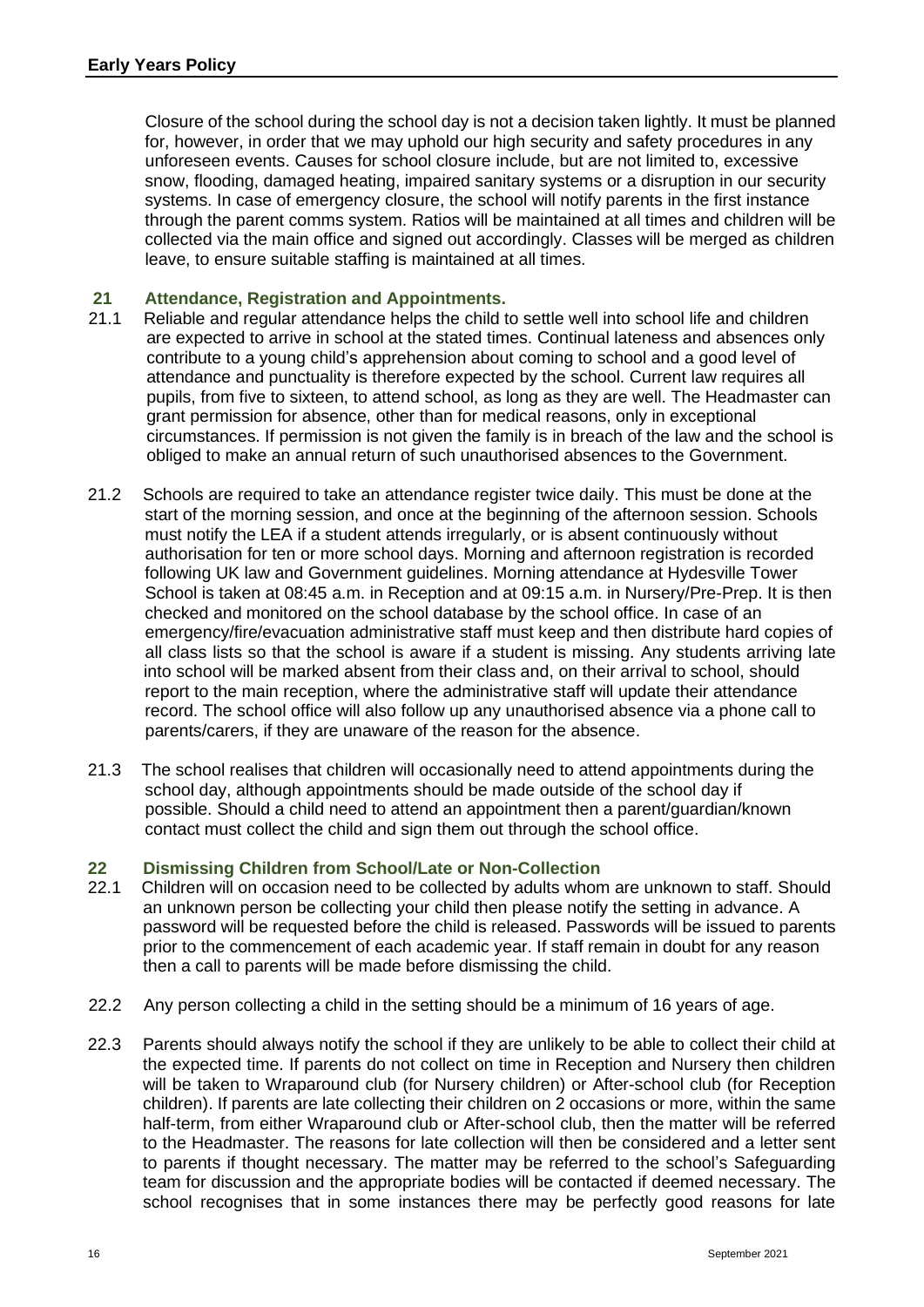Closure of the school during the school day is not a decision taken lightly. It must be planned for, however, in order that we may uphold our high security and safety procedures in any unforeseen events. Causes for school closure include, but are not limited to, excessive snow, flooding, damaged heating, impaired sanitary systems or a disruption in our security systems. In case of emergency closure, the school will notify parents in the first instance through the parent comms system. Ratios will be maintained at all times and children will be collected via the main office and signed out accordingly. Classes will be merged as children leave, to ensure suitable staffing is maintained at all times.

## 21 Attendance, Registration and Appointments.

21.1 Reliable and regular attendance helps the child to settle well into school life and children are expected to arrive in school at the stated times. Continual lateness and absences only contribute to a young child's apprehension about coming to school and a good level of attendance and punctuality is therefore expected by the school. Current law requires all pupils, from five to sixteen, to attend school, as long as they are well. The Headmaster can grant permission for absence, other than for medical reasons, only in exceptional circumstances. If permission is not given the family is in breach of the law and the school is obliged to make an annual return of such unauthorised absences to the Government.

21.2 Schools are required to take an attendance register twice daily. This must be done at the start of the morning session, and once at the beginning of the afternoon session. Schools must notify the LEA if a student attends irregularly, or is absent continuously without authorisation for ten or more school days. Morning and afternoon registration is recorded following UK law and Government guidelines. Morning attendance at Hydesville Tower School is taken at 08:45 a.m. in Reception and at 09:15 a.m. in Nursery/Pre-Prep. It is then checked and monitored on the school database by the school office. In case of an emergency/fire/evacuation administrative staff must keep and then distribute hard copies of all class lists so that the school is aware if a student is missing. Any students arriving late into school will be marked absent from their class and, on their arrival to school, should report to the main reception, where the administrative staff will update their attendance record. The school office will also follow up any unauthorised absence via a phone call to parents/carers, if they are unaware of the reason for the absence.

21.3 The school realises that children will occasionally need to attend appointments during the school day, although appointments should be made outside of the school day if possible. Should a child need to attend an appointment then a parent/guardian/known contact must collect the child and sign them out through the school office.

## 22 Dismissing Children from School/Late or Non-Collection

22.1 Children will on occasion need to be collected by adults whom are unknown to staff. Should an unknown person be collecting your child then please notify the setting in advance. A password will be requested before the child is released. Passwords will be issued to parents prior to the commencement of each academic year. If staff remain in doubt for any reason then a call to parents will be made before dismissing the child.

22.2 Any person collecting a child in the setting should be a minimum of 16 years of age.

22.3 Parents should always notify the school if they are unlikely to be able to collect their child at the expected time. If parents do not collect on time in Reception and Nursery then children will be taken to Wraparound club (for Nursery children) or After-school club (for Reception children). If parents are late collecting their children on 2 occasions or more, within the same half-term, from either Wraparound club or After-school club, then the matter will be referred to the Headmaster. The reasons for late collection will then be considered and a letter sent to parents if thought necessary. The matter may be referred to the school's Safeguarding team for discussion and the appropriate bodies will be contacted if deemed necessary. The school recognises that in some instances there may be perfectly good reasons for late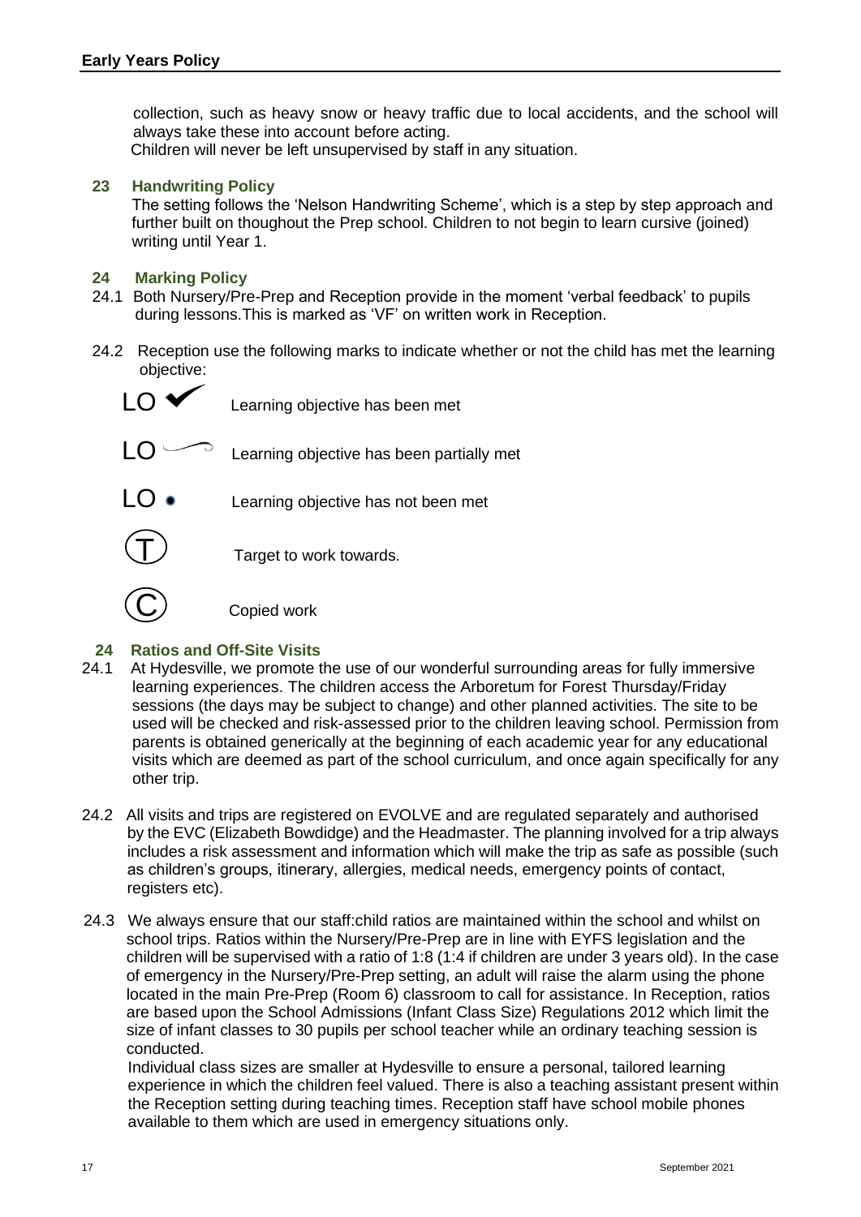collection, such as heavy snow or heavy traffic due to local accidents, and the school will always take these into account before acting.

Children will never be left unsupervised by staff in any situation.

## 23 Handwriting Policy

The setting follows the 'Nelson Handwriting Scheme', which is a step by step approach and further built on thoughout the Prep school. Children to not begin to learn cursive (joined) writing until Year 1.

## 24 Marking Policy

24.1 Both Nursery/Pre-Prep and Reception provide in the moment 'verbal feedback' to pupils during lessons.This is marked as 'VF' on written work in Reception.

24.2 Reception use the following marks to indicate whether or not the child has met the learning objective:

| Mark | Meaning |
|---|---|
| LO ✔ | Learning objective has been met |
| LO ⌒ | Learning objective has been partially met |
| LO • | Learning objective has not been met |
| Ⓣ | Target to work towards. |
| Ⓒ | Copied work |

## 24 Ratios and Off-Site Visits

24.1 At Hydesville, we promote the use of our wonderful surrounding areas for fully immersive learning experiences. The children access the Arboretum for Forest Thursday/Friday sessions (the days may be subject to change) and other planned activities. The site to be used will be checked and risk-assessed prior to the children leaving school. Permission from parents is obtained generically at the beginning of each academic year for any educational visits which are deemed as part of the school curriculum, and once again specifically for any other trip.

24.2 All visits and trips are registered on EVOLVE and are regulated separately and authorised by the EVC (Elizabeth Bowdidge) and the Headmaster. The planning involved for a trip always includes a risk assessment and information which will make the trip as safe as possible (such as children's groups, itinerary, allergies, medical needs, emergency points of contact, registers etc).

24.3 We always ensure that our staff:child ratios are maintained within the school and whilst on school trips. Ratios within the Nursery/Pre-Prep are in line with EYFS legislation and the children will be supervised with a ratio of 1:8 (1:4 if children are under 3 years old). In the case of emergency in the Nursery/Pre-Prep setting, an adult will raise the alarm using the phone located in the main Pre-Prep (Room 6) classroom to call for assistance. In Reception, ratios are based upon the School Admissions (Infant Class Size) Regulations 2012 which limit the size of infant classes to 30 pupils per school teacher while an ordinary teaching session is conducted.

Individual class sizes are smaller at Hydesville to ensure a personal, tailored learning experience in which the children feel valued. There is also a teaching assistant present within the Reception setting during teaching times. Reception staff have school mobile phones available to them which are used in emergency situations only.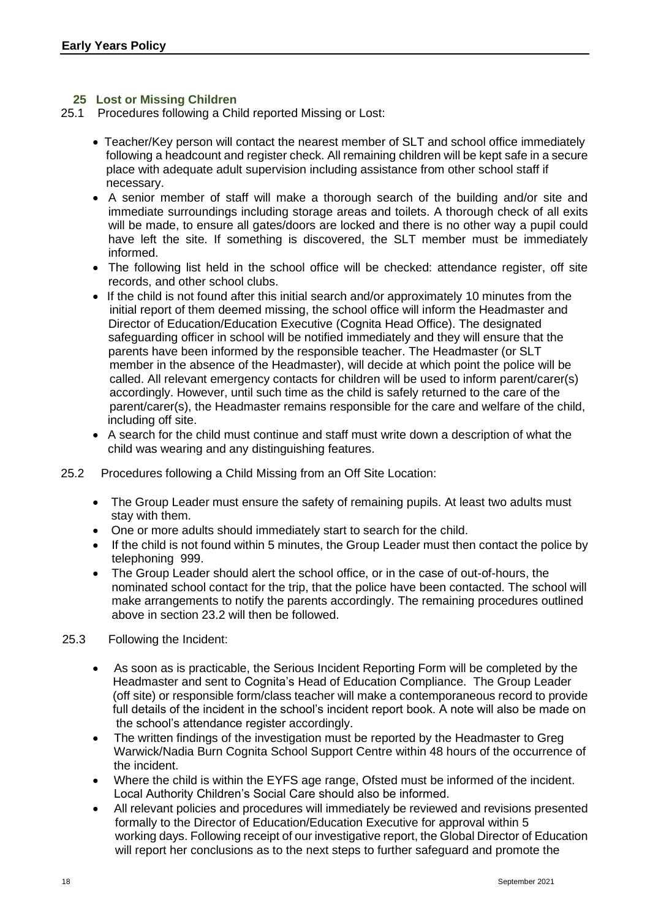## 25 Lost or Missing Children

25.1 Procedures following a Child reported Missing or Lost:

- Teacher/Key person will contact the nearest member of SLT and school office immediately following a headcount and register check. All remaining children will be kept safe in a secure place with adequate adult supervision including assistance from other school staff if necessary.
- A senior member of staff will make a thorough search of the building and/or site and immediate surroundings including storage areas and toilets. A thorough check of all exits will be made, to ensure all gates/doors are locked and there is no other way a pupil could have left the site. If something is discovered, the SLT member must be immediately informed.
- The following list held in the school office will be checked: attendance register, off site records, and other school clubs.
- If the child is not found after this initial search and/or approximately 10 minutes from the initial report of them deemed missing, the school office will inform the Headmaster and Director of Education/Education Executive (Cognita Head Office). The designated safeguarding officer in school will be notified immediately and they will ensure that the parents have been informed by the responsible teacher. The Headmaster (or SLT member in the absence of the Headmaster), will decide at which point the police will be called. All relevant emergency contacts for children will be used to inform parent/carer(s) accordingly. However, until such time as the child is safely returned to the care of the parent/carer(s), the Headmaster remains responsible for the care and welfare of the child, including off site.
- A search for the child must continue and staff must write down a description of what the child was wearing and any distinguishing features.

25.2 Procedures following a Child Missing from an Off Site Location:

- The Group Leader must ensure the safety of remaining pupils. At least two adults must stay with them.
- One or more adults should immediately start to search for the child.
- If the child is not found within 5 minutes, the Group Leader must then contact the police by telephoning 999.
- The Group Leader should alert the school office, or in the case of out-of-hours, the nominated school contact for the trip, that the police have been contacted. The school will make arrangements to notify the parents accordingly. The remaining procedures outlined above in section 23.2 will then be followed.

25.3 Following the Incident:

- As soon as is practicable, the Serious Incident Reporting Form will be completed by the Headmaster and sent to Cognita's Head of Education Compliance. The Group Leader (off site) or responsible form/class teacher will make a contemporaneous record to provide full details of the incident in the school's incident report book. A note will also be made on the school's attendance register accordingly.
- The written findings of the investigation must be reported by the Headmaster to Greg Warwick/Nadia Burn Cognita School Support Centre within 48 hours of the occurrence of the incident.
- Where the child is within the EYFS age range, Ofsted must be informed of the incident. Local Authority Children's Social Care should also be informed.
- All relevant policies and procedures will immediately be reviewed and revisions presented formally to the Director of Education/Education Executive for approval within 5 working days. Following receipt of our investigative report, the Global Director of Education will report her conclusions as to the next steps to further safeguard and promote the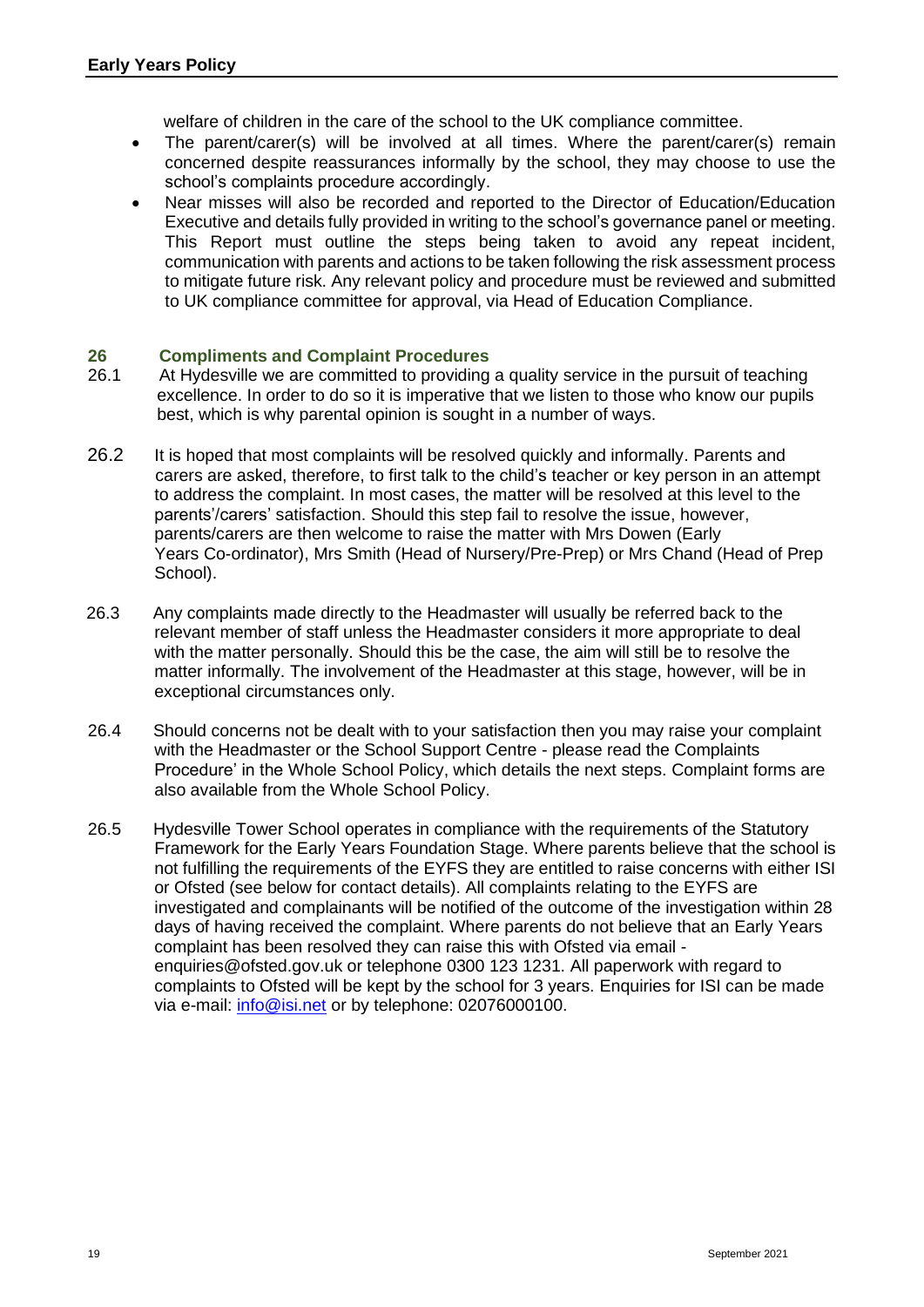welfare of children in the care of the school to the UK compliance committee.

- The parent/carer(s) will be involved at all times. Where the parent/carer(s) remain concerned despite reassurances informally by the school, they may choose to use the school's complaints procedure accordingly.
- Near misses will also be recorded and reported to the Director of Education/Education Executive and details fully provided in writing to the school's governance panel or meeting. This Report must outline the steps being taken to avoid any repeat incident, communication with parents and actions to be taken following the risk assessment process to mitigate future risk. Any relevant policy and procedure must be reviewed and submitted to UK compliance committee for approval, via Head of Education Compliance.

## 26 Compliments and Complaint Procedures

26.1 At Hydesville we are committed to providing a quality service in the pursuit of teaching excellence. In order to do so it is imperative that we listen to those who know our pupils best, which is why parental opinion is sought in a number of ways.

26.2 It is hoped that most complaints will be resolved quickly and informally. Parents and carers are asked, therefore, to first talk to the child's teacher or key person in an attempt to address the complaint. In most cases, the matter will be resolved at this level to the parents'/carers' satisfaction. Should this step fail to resolve the issue, however, parents/carers are then welcome to raise the matter with Mrs Dowen (Early Years Co-ordinator), Mrs Smith (Head of Nursery/Pre-Prep) or Mrs Chand (Head of Prep School).

26.3 Any complaints made directly to the Headmaster will usually be referred back to the relevant member of staff unless the Headmaster considers it more appropriate to deal with the matter personally. Should this be the case, the aim will still be to resolve the matter informally. The involvement of the Headmaster at this stage, however, will be in exceptional circumstances only.

26.4 Should concerns not be dealt with to your satisfaction then you may raise your complaint with the Headmaster or the School Support Centre - please read the Complaints Procedure' in the Whole School Policy, which details the next steps. Complaint forms are also available from the Whole School Policy.

26.5 Hydesville Tower School operates in compliance with the requirements of the Statutory Framework for the Early Years Foundation Stage. Where parents believe that the school is not fulfilling the requirements of the EYFS they are entitled to raise concerns with either ISI or Ofsted (see below for contact details). All complaints relating to the EYFS are investigated and complainants will be notified of the outcome of the investigation within 28 days of having received the complaint. Where parents do not believe that an Early Years complaint has been resolved they can raise this with Ofsted via email - enquiries@ofsted.gov.uk or telephone 0300 123 1231. All paperwork with regard to complaints to Ofsted will be kept by the school for 3 years. Enquiries for ISI can be made via e-mail: info@isi.net or by telephone: 02076000100.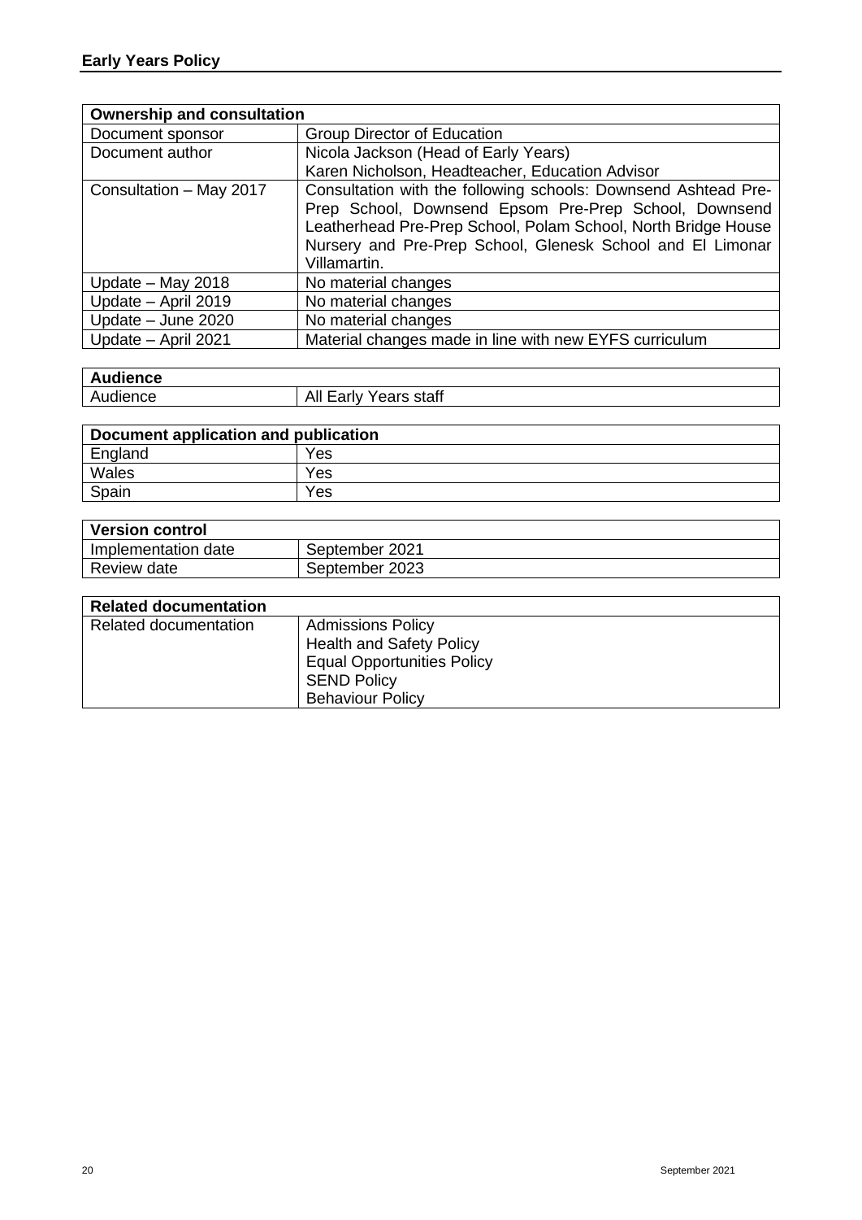| Ownership and consultation | |
|---|---|
| Document sponsor | Group Director of Education |
| Document author | Nicola Jackson (Head of Early Years)<br>Karen Nicholson, Headteacher, Education Advisor |
| Consultation – May 2017 | Consultation with the following schools: Downsend Ashtead Pre-Prep School, Downsend Epsom Pre-Prep School, Downsend Leatherhead Pre-Prep School, Polam School, North Bridge House Nursery and Pre-Prep School, Glenesk School and El Limonar Villamartin. |
| Update – May 2018 | No material changes |
| Update – April 2019 | No material changes |
| Update – June 2020 | No material changes |
| Update – April 2021 | Material changes made in line with new EYFS curriculum |

| Audience | |
|---|---|
| Audience | All Early Years staff |

| Document application and publication | |
|---|---|
| England | Yes |
| Wales | Yes |
| Spain | Yes |

| Version control | |
|---|---|
| Implementation date | September 2021 |
| Review date | September 2023 |

| Related documentation | |
|---|---|
| Related documentation | Admissions Policy<br>Health and Safety Policy<br>Equal Opportunities Policy<br>SEND Policy<br>Behaviour Policy |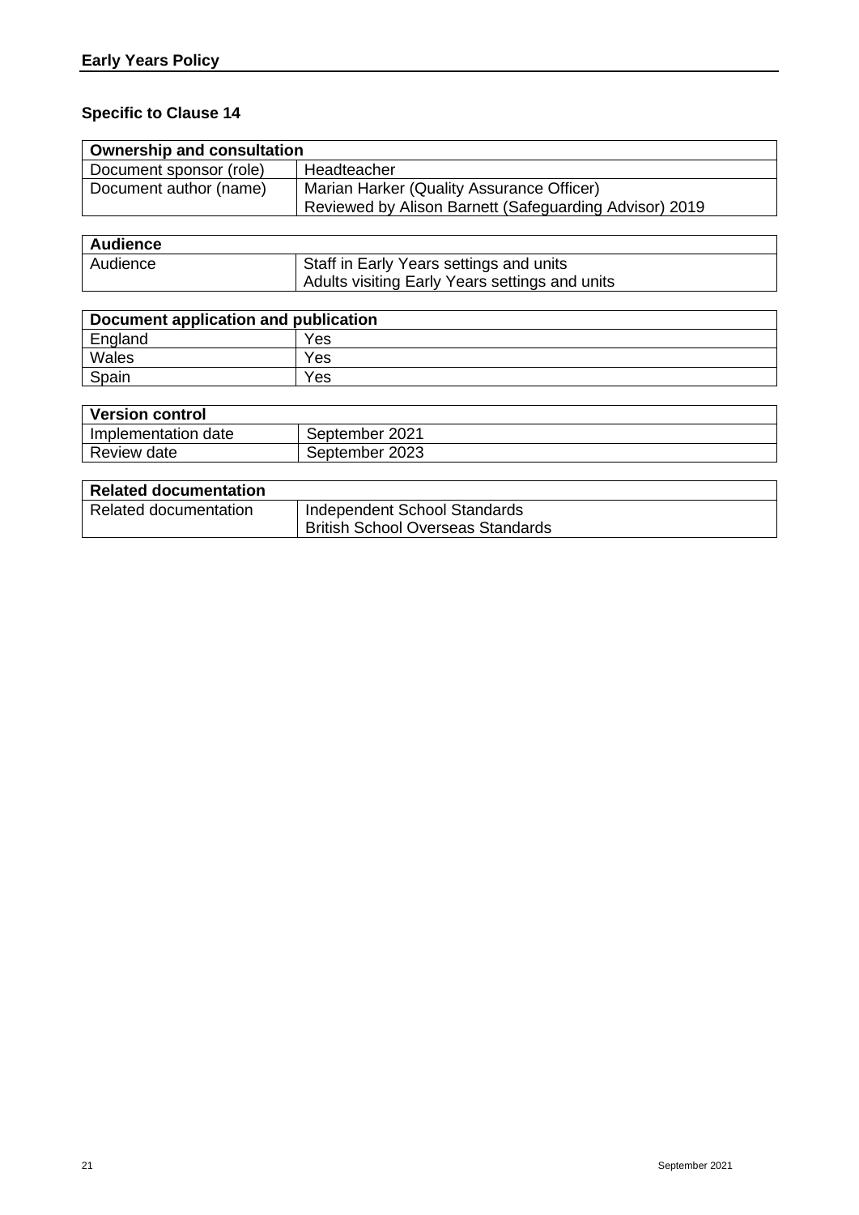## Specific to Clause 14

| Ownership and consultation | |
|---|---|
| Document sponsor (role) | Headteacher |
| Document author (name) | Marian Harker (Quality Assurance Officer)<br>Reviewed by Alison Barnett (Safeguarding Advisor) 2019 |

| Audience | |
|---|---|
| Audience | Staff in Early Years settings and units<br>Adults visiting Early Years settings and units |

| Document application and publication | |
|---|---|
| England | Yes |
| Wales | Yes |
| Spain | Yes |

| Version control | |
|---|---|
| Implementation date | September 2021 |
| Review date | September 2023 |

| Related documentation | |
|---|---|
| Related documentation | Independent School Standards<br>British School Overseas Standards |